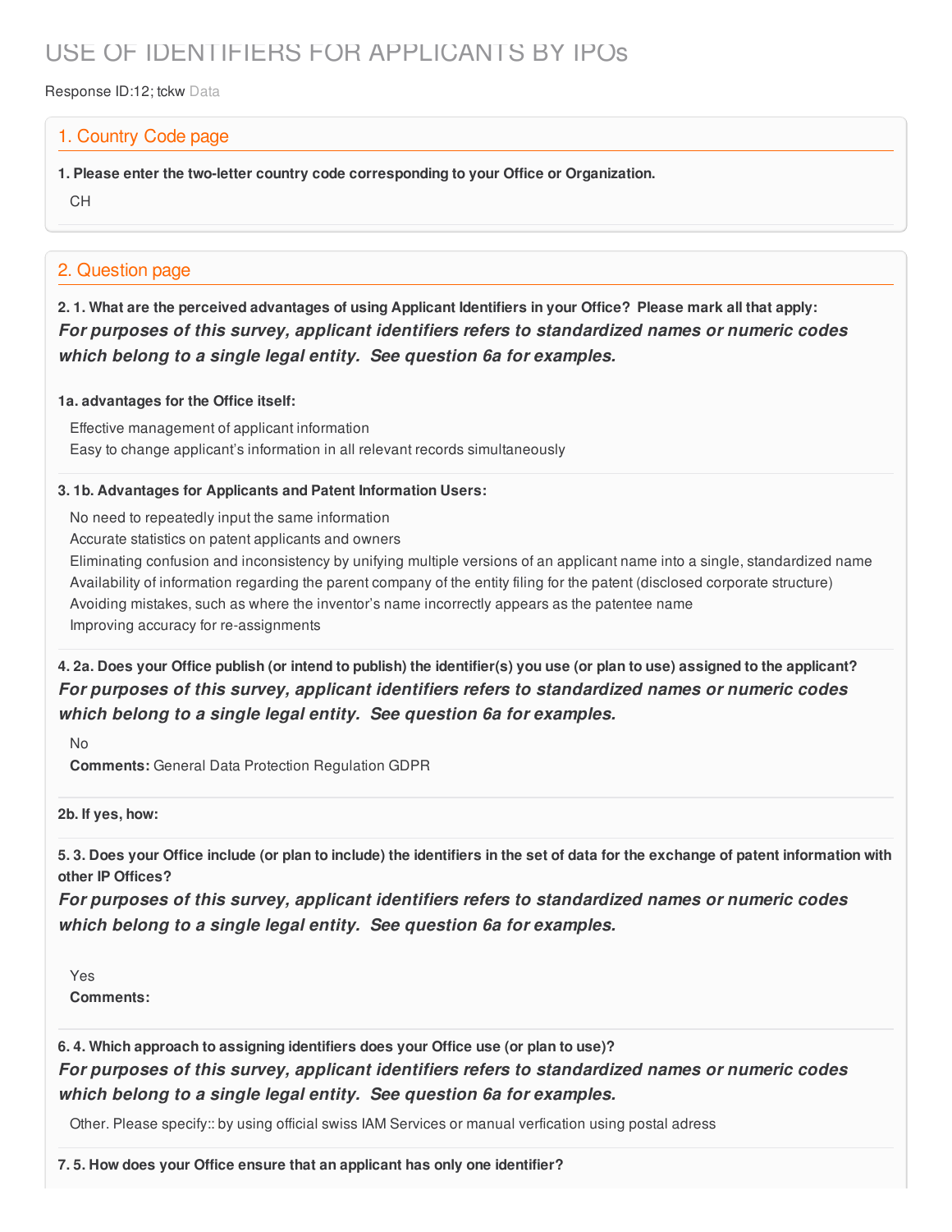# USE OF IDENTIFIERS FOR APPLICANTS BY IPOs

Response ID:12; tckw Data

## 1. Country Code page

**1. Please enter the two-letter country code corresponding to your Office or Organization.**

CH

## 2. Question page

**2. 1. What are the perceived advantages of using Applicant Identifiers in your Office? Please mark all that apply:**

***For purposes of this survey, applicant identifiers refers to standardized names or numeric codes which belong to a single legal entity. See question 6a for examples.***

**1a. advantages for the Office itself:**

Effective management of applicant information
Easy to change applicant's information in all relevant records simultaneously

**3. 1b. Advantages for Applicants and Patent Information Users:**

No need to repeatedly input the same information
Accurate statistics on patent applicants and owners
Eliminating confusion and inconsistency by unifying multiple versions of an applicant name into a single, standardized name
Availability of information regarding the parent company of the entity filing for the patent (disclosed corporate structure)
Avoiding mistakes, such as where the inventor's name incorrectly appears as the patentee name
Improving accuracy for re-assignments

**4. 2a. Does your Office publish (or intend to publish) the identifier(s) you use (or plan to use) assigned to the applicant?**

***For purposes of this survey, applicant identifiers refers to standardized names or numeric codes which belong to a single legal entity. See question 6a for examples.***

No
**Comments:** General Data Protection Regulation GDPR

**2b. If yes, how:**

**5. 3. Does your Office include (or plan to include) the identifiers in the set of data for the exchange of patent information with other IP Offices?**

***For purposes of this survey, applicant identifiers refers to standardized names or numeric codes which belong to a single legal entity. See question 6a for examples.***

Yes
**Comments:**

**6. 4. Which approach to assigning identifiers does your Office use (or plan to use)?**

***For purposes of this survey, applicant identifiers refers to standardized names or numeric codes which belong to a single legal entity. See question 6a for examples.***

Other. Please specify:: by using official swiss IAM Services or manual verfication using postal adress

**7. 5. How does your Office ensure that an applicant has only one identifier?**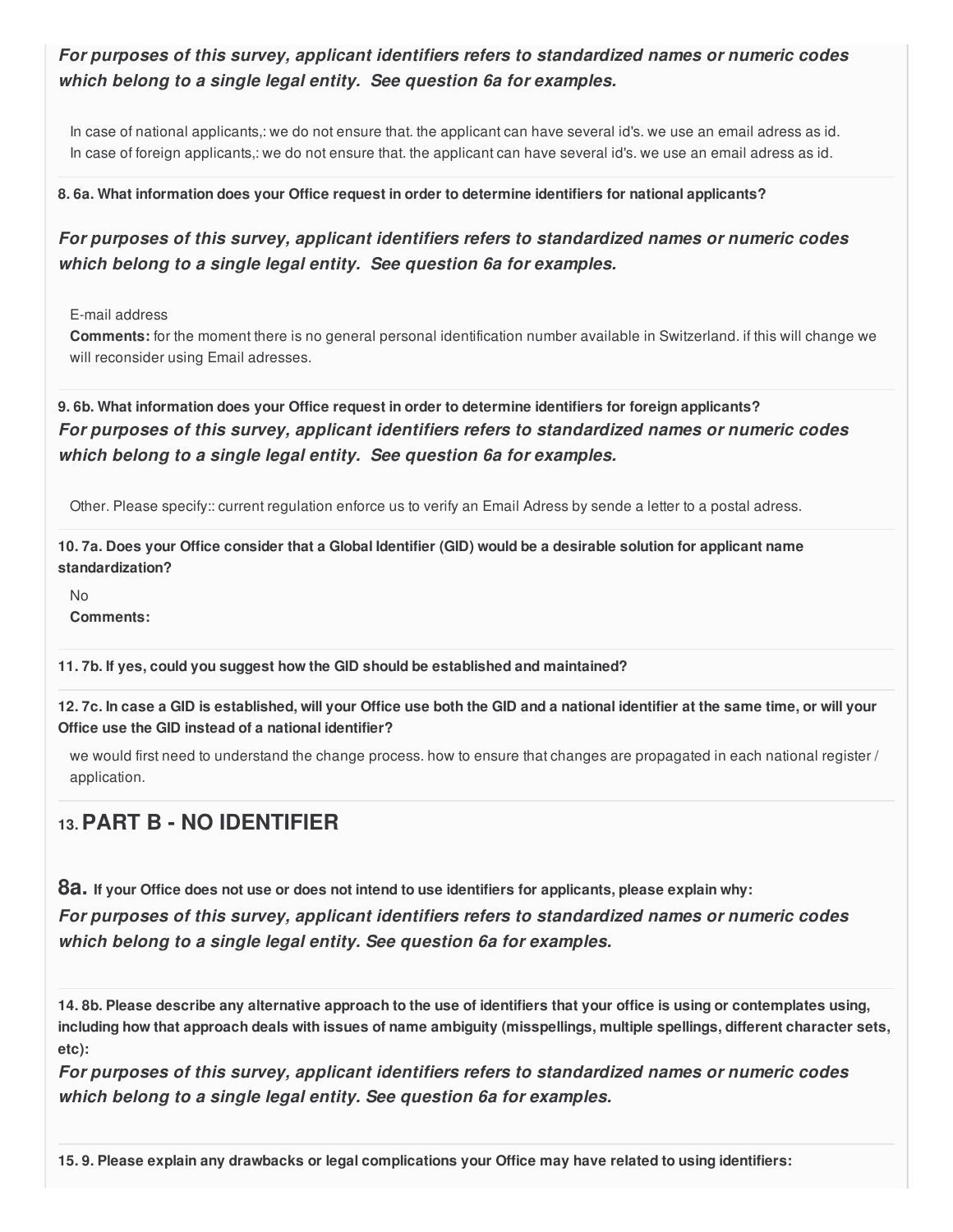***For purposes of this survey, applicant identifiers refers to standardized names or numeric codes which belong to a single legal entity. See question 6a for examples.***

In case of national applicants,: we do not ensure that. the applicant can have several id's. we use an email adress as id.
In case of foreign applicants,: we do not ensure that. the applicant can have several id's. we use an email adress as id.

**8. 6a. What information does your Office request in order to determine identifiers for national applicants?**

***For purposes of this survey, applicant identifiers refers to standardized names or numeric codes which belong to a single legal entity. See question 6a for examples.***

E-mail address
**Comments:** for the moment there is no general personal identification number available in Switzerland. if this will change we will reconsider using Email adresses.

**9. 6b. What information does your Office request in order to determine identifiers for foreign applicants?**
***For purposes of this survey, applicant identifiers refers to standardized names or numeric codes which belong to a single legal entity. See question 6a for examples.***

Other. Please specify:: current regulation enforce us to verify an Email Adress by sende a letter to a postal adress.

**10. 7a. Does your Office consider that a Global Identifier (GID) would be a desirable solution for applicant name standardization?**

No
**Comments:**

**11. 7b. If yes, could you suggest how the GID should be established and maintained?**

**12. 7c. In case a GID is established, will your Office use both the GID and a national identifier at the same time, or will your Office use the GID instead of a national identifier?**

we would first need to understand the change process. how to ensure that changes are propagated in each national register / application.

## 13. PART B - NO IDENTIFIER

### 8a. If your Office does not use or does not intend to use identifiers for applicants, please explain why:

***For purposes of this survey, applicant identifiers refers to standardized names or numeric codes which belong to a single legal entity. See question 6a for examples.***

**14. 8b. Please describe any alternative approach to the use of identifiers that your office is using or contemplates using, including how that approach deals with issues of name ambiguity (misspellings, multiple spellings, different character sets, etc):**

***For purposes of this survey, applicant identifiers refers to standardized names or numeric codes which belong to a single legal entity. See question 6a for examples.***

**15. 9. Please explain any drawbacks or legal complications your Office may have related to using identifiers:**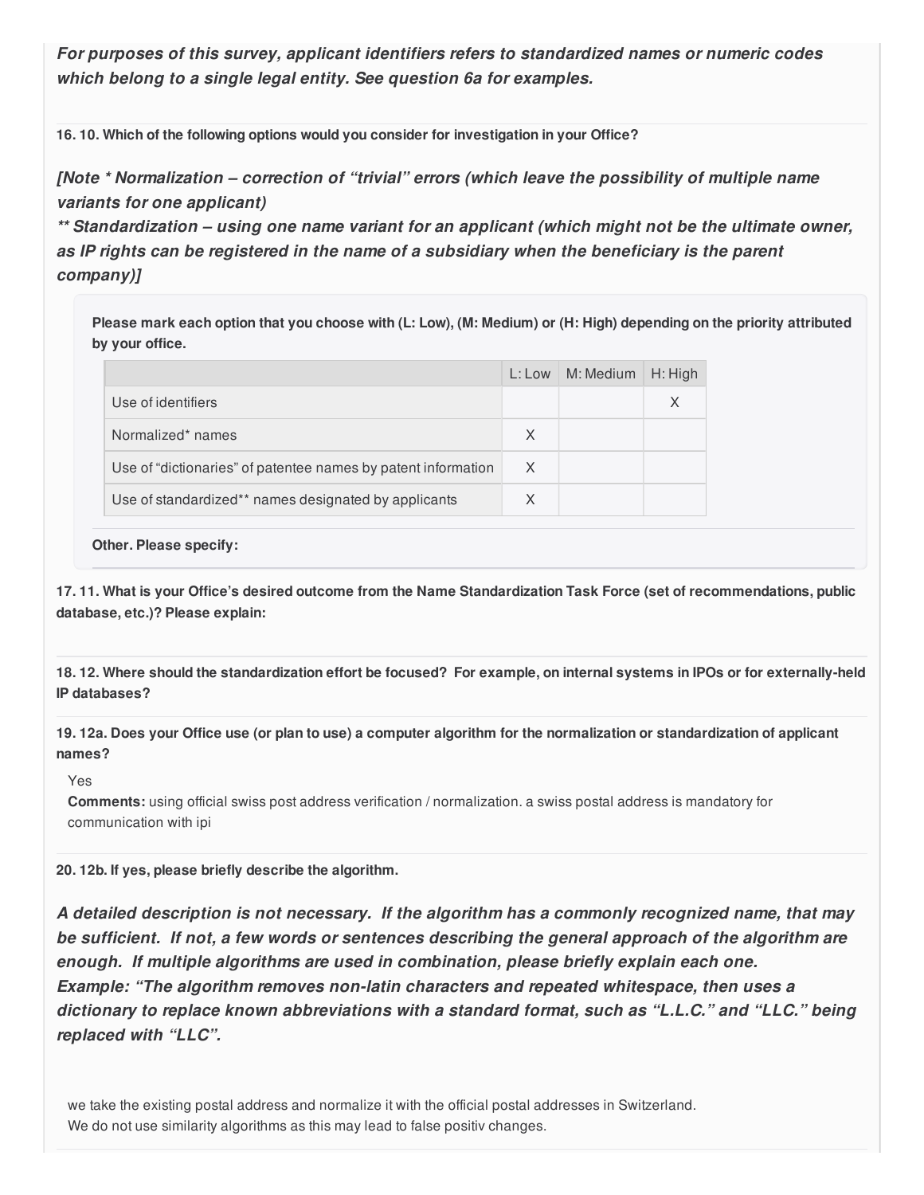***For purposes of this survey, applicant identifiers refers to standardized names or numeric codes which belong to a single legal entity. See question 6a for examples.***

**16. 10. Which of the following options would you consider for investigation in your Office?**

***[Note * Normalization – correction of "trivial" errors (which leave the possibility of multiple name variants for one applicant)***
***** Standardization – using one name variant for an applicant (which might not be the ultimate owner, as IP rights can be registered in the name of a subsidiary when the beneficiary is the parent company)]***

**Please mark each option that you choose with (L: Low), (M: Medium) or (H: High) depending on the priority attributed by your office.**

| | L: Low | M: Medium | H: High |
|---|---|---|---|
| Use of identifiers | | | X |
| Normalized* names | X | | |
| Use of "dictionaries" of patentee names by patent information | X | | |
| Use of standardized** names designated by applicants | X | | |

**Other. Please specify:**

**17. 11. What is your Office's desired outcome from the Name Standardization Task Force (set of recommendations, public database, etc.)? Please explain:**

**18. 12. Where should the standardization effort be focused? For example, on internal systems in IPOs or for externally-held IP databases?**

**19. 12a. Does your Office use (or plan to use) a computer algorithm for the normalization or standardization of applicant names?**

Yes

**Comments:** using official swiss post address verification / normalization. a swiss postal address is mandatory for communication with ipi

**20. 12b. If yes, please briefly describe the algorithm.**

***A detailed description is not necessary. If the algorithm has a commonly recognized name, that may be sufficient. If not, a few words or sentences describing the general approach of the algorithm are enough. If multiple algorithms are used in combination, please briefly explain each one.***
***Example: "The algorithm removes non-latin characters and repeated whitespace, then uses a dictionary to replace known abbreviations with a standard format, such as "L.L.C." and "LLC." being replaced with "LLC".***

we take the existing postal address and normalize it with the official postal addresses in Switzerland.
We do not use similarity algorithms as this may lead to false positiv changes.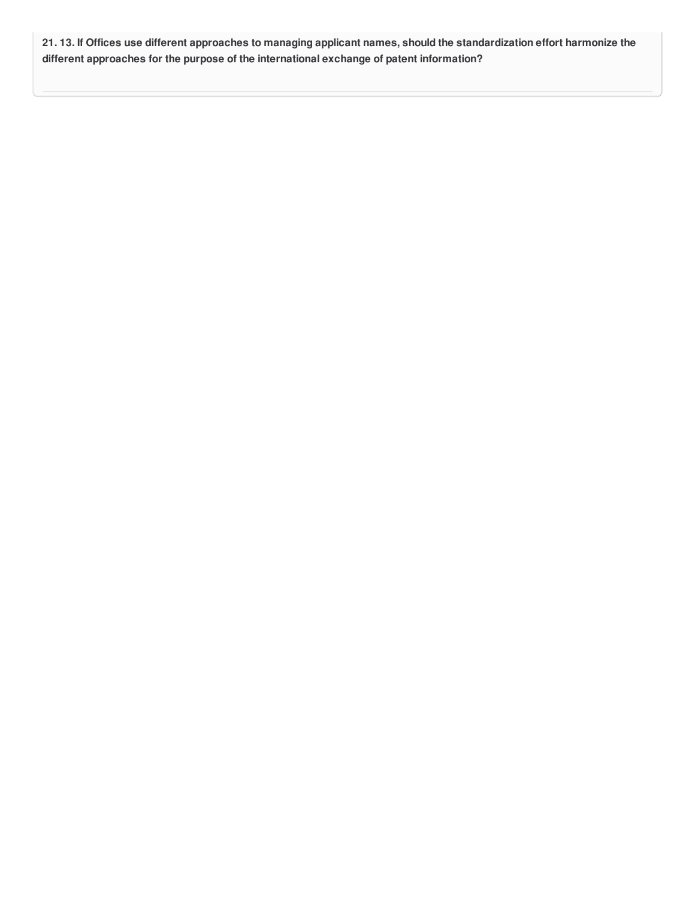**21. 13. If Offices use different approaches to managing applicant names, should the standardization effort harmonize the different approaches for the purpose of the international exchange of patent information?**